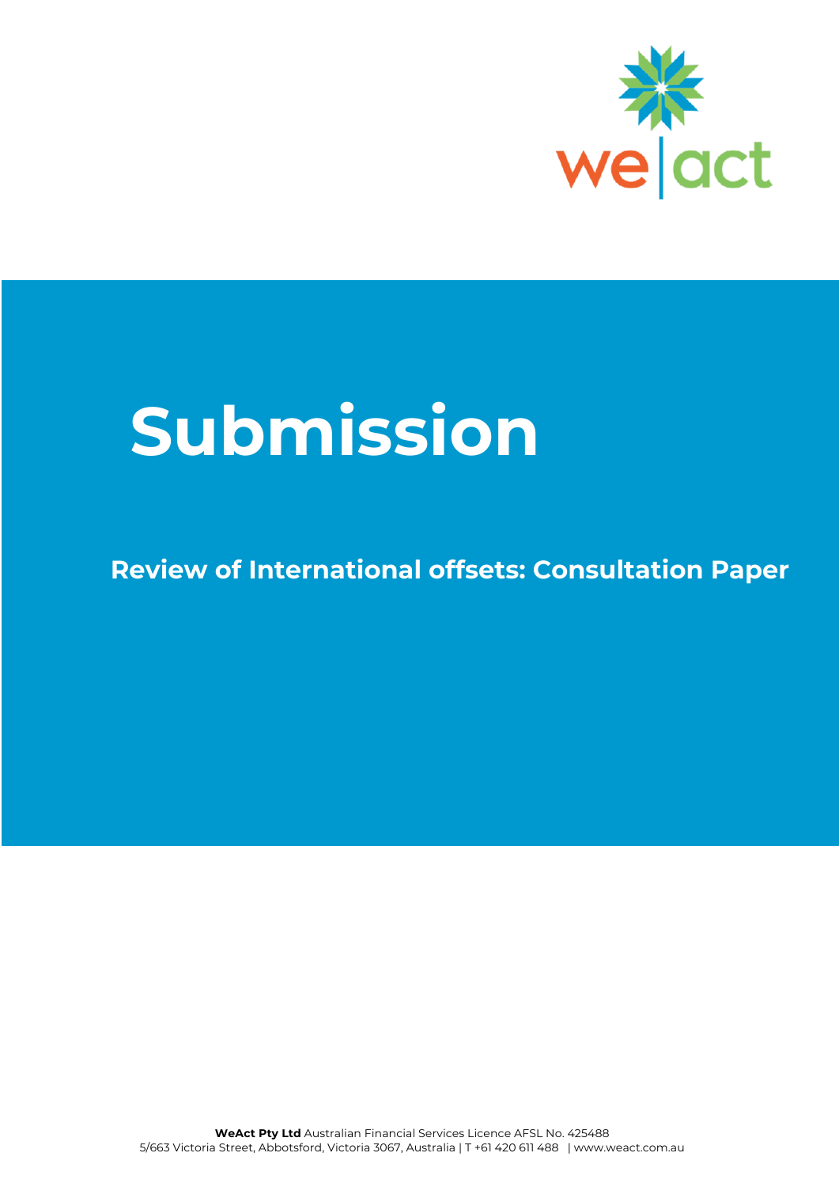# Submission

## Review of International offsets: Consultation Paper

**WeAct Pty Ltd** Australian Financial Services Licence AFSL No. 425488
5/663 Victoria Street, Abbotsford, Victoria 3067, Australia | T +61 420 611 488 | www.weact.com.au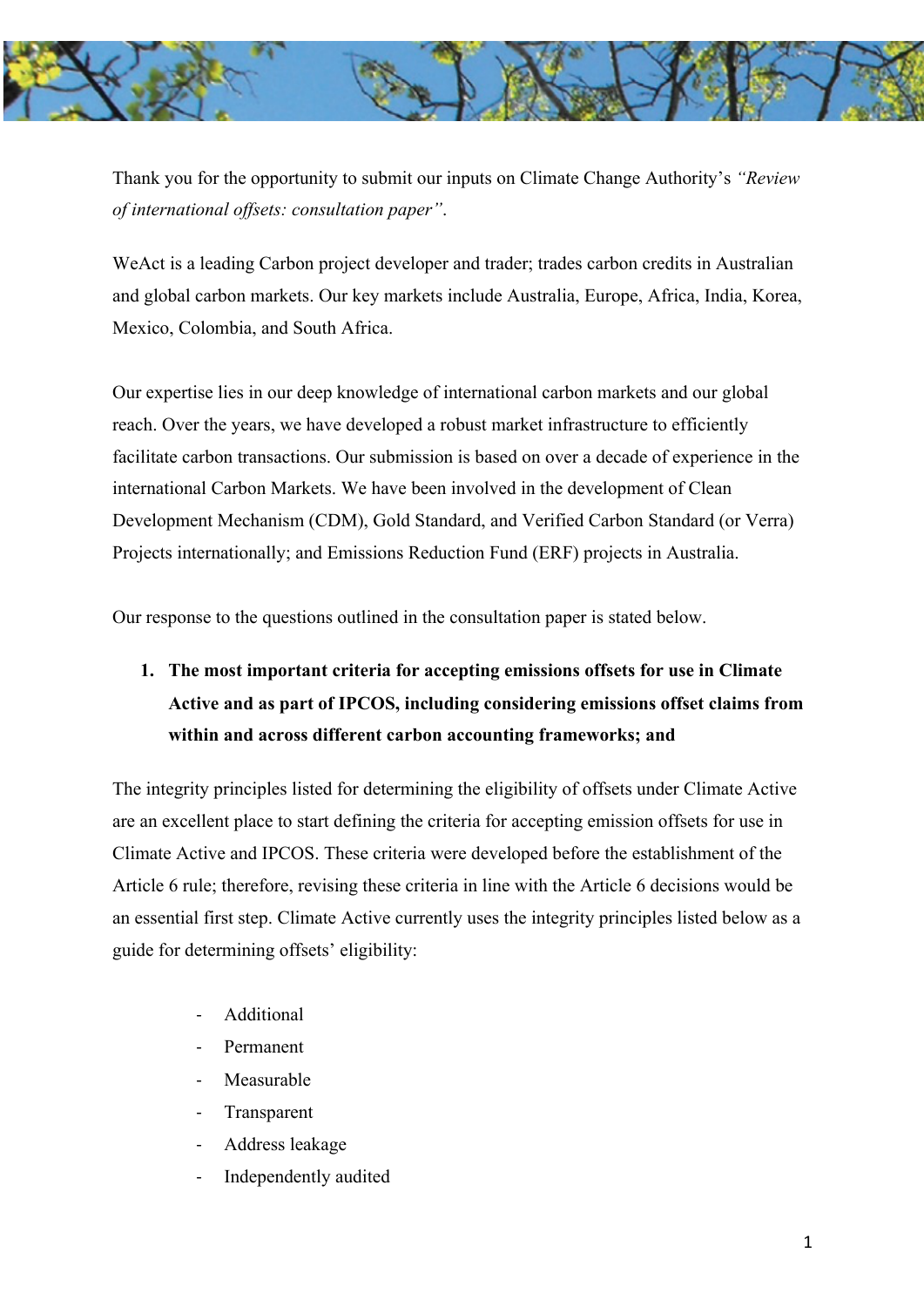Thank you for the opportunity to submit our inputs on Climate Change Authority's *"Review of international offsets: consultation paper"*.

WeAct is a leading Carbon project developer and trader; trades carbon credits in Australian and global carbon markets. Our key markets include Australia, Europe, Africa, India, Korea, Mexico, Colombia, and South Africa.

Our expertise lies in our deep knowledge of international carbon markets and our global reach. Over the years, we have developed a robust market infrastructure to efficiently facilitate carbon transactions. Our submission is based on over a decade of experience in the international Carbon Markets. We have been involved in the development of Clean Development Mechanism (CDM), Gold Standard, and Verified Carbon Standard (or Verra) Projects internationally; and Emissions Reduction Fund (ERF) projects in Australia.

Our response to the questions outlined in the consultation paper is stated below.

1. **The most important criteria for accepting emissions offsets for use in Climate Active and as part of IPCOS, including considering emissions offset claims from within and across different carbon accounting frameworks; and**

The integrity principles listed for determining the eligibility of offsets under Climate Active are an excellent place to start defining the criteria for accepting emission offsets for use in Climate Active and IPCOS. These criteria were developed before the establishment of the Article 6 rule; therefore, revising these criteria in line with the Article 6 decisions would be an essential first step. Climate Active currently uses the integrity principles listed below as a guide for determining offsets' eligibility:

- Additional
- Permanent
- Measurable
- Transparent
- Address leakage
- Independently audited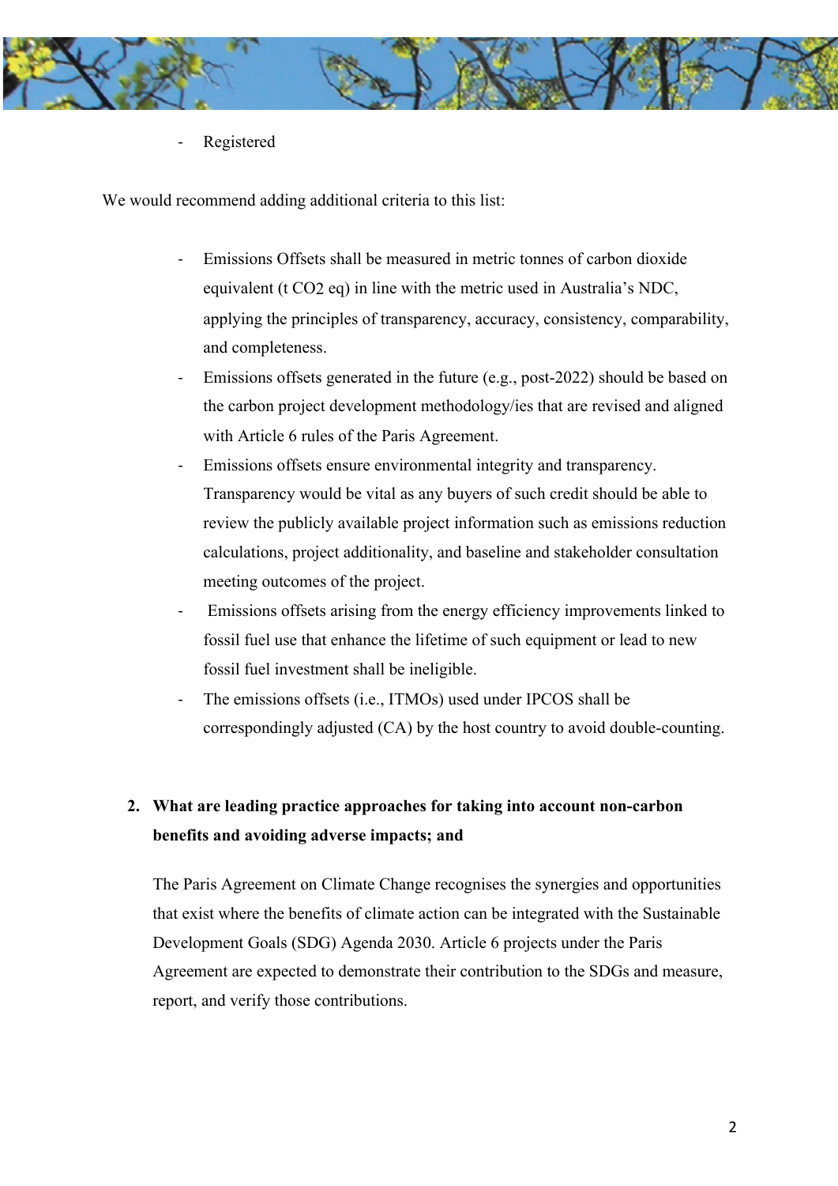- Registered

We would recommend adding additional criteria to this list:

- Emissions Offsets shall be measured in metric tonnes of carbon dioxide equivalent (t $CO_2$ eq) in line with the metric used in Australia's NDC, applying the principles of transparency, accuracy, consistency, comparability, and completeness.
- Emissions offsets generated in the future (e.g., post-2022) should be based on the carbon project development methodology/ies that are revised and aligned with Article 6 rules of the Paris Agreement.
- Emissions offsets ensure environmental integrity and transparency. Transparency would be vital as any buyers of such credit should be able to review the publicly available project information such as emissions reduction calculations, project additionality, and baseline and stakeholder consultation meeting outcomes of the project.
- Emissions offsets arising from the energy efficiency improvements linked to fossil fuel use that enhance the lifetime of such equipment or lead to new fossil fuel investment shall be ineligible.
- The emissions offsets (i.e., ITMOs) used under IPCOS shall be correspondingly adjusted (CA) by the host country to avoid double-counting.

2. **What are leading practice approaches for taking into account non-carbon benefits and avoiding adverse impacts; and**

   The Paris Agreement on Climate Change recognises the synergies and opportunities that exist where the benefits of climate action can be integrated with the Sustainable Development Goals (SDG) Agenda 2030. Article 6 projects under the Paris Agreement are expected to demonstrate their contribution to the SDGs and measure, report, and verify those contributions.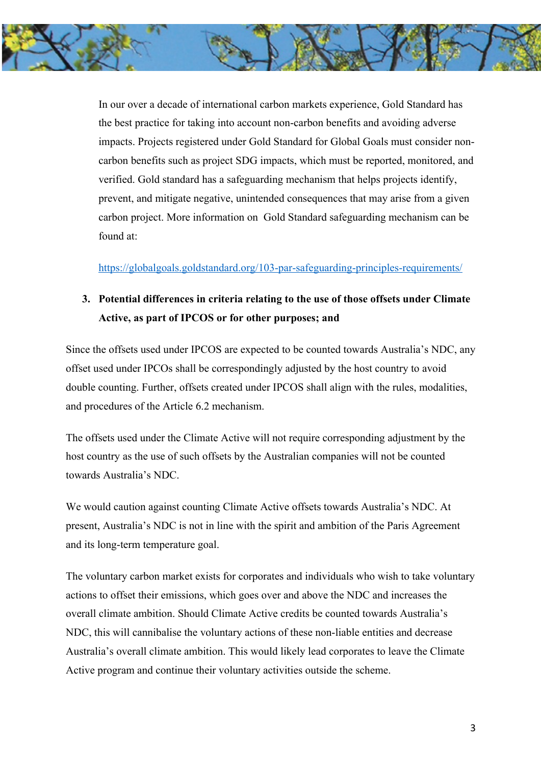In our over a decade of international carbon markets experience, Gold Standard has the best practice for taking into account non-carbon benefits and avoiding adverse impacts. Projects registered under Gold Standard for Global Goals must consider non-carbon benefits such as project SDG impacts, which must be reported, monitored, and verified. Gold standard has a safeguarding mechanism that helps projects identify, prevent, and mitigate negative, unintended consequences that may arise from a given carbon project. More information on Gold Standard safeguarding mechanism can be found at:

https://globalgoals.goldstandard.org/103-par-safeguarding-principles-requirements/

3. **Potential differences in criteria relating to the use of those offsets under Climate Active, as part of IPCOS or for other purposes; and**

Since the offsets used under IPCOS are expected to be counted towards Australia's NDC, any offset used under IPCOs shall be correspondingly adjusted by the host country to avoid double counting. Further, offsets created under IPCOS shall align with the rules, modalities, and procedures of the Article 6.2 mechanism.

The offsets used under the Climate Active will not require corresponding adjustment by the host country as the use of such offsets by the Australian companies will not be counted towards Australia's NDC.

We would caution against counting Climate Active offsets towards Australia's NDC. At present, Australia's NDC is not in line with the spirit and ambition of the Paris Agreement and its long-term temperature goal.

The voluntary carbon market exists for corporates and individuals who wish to take voluntary actions to offset their emissions, which goes over and above the NDC and increases the overall climate ambition. Should Climate Active credits be counted towards Australia's NDC, this will cannibalise the voluntary actions of these non-liable entities and decrease Australia's overall climate ambition. This would likely lead corporates to leave the Climate Active program and continue their voluntary activities outside the scheme.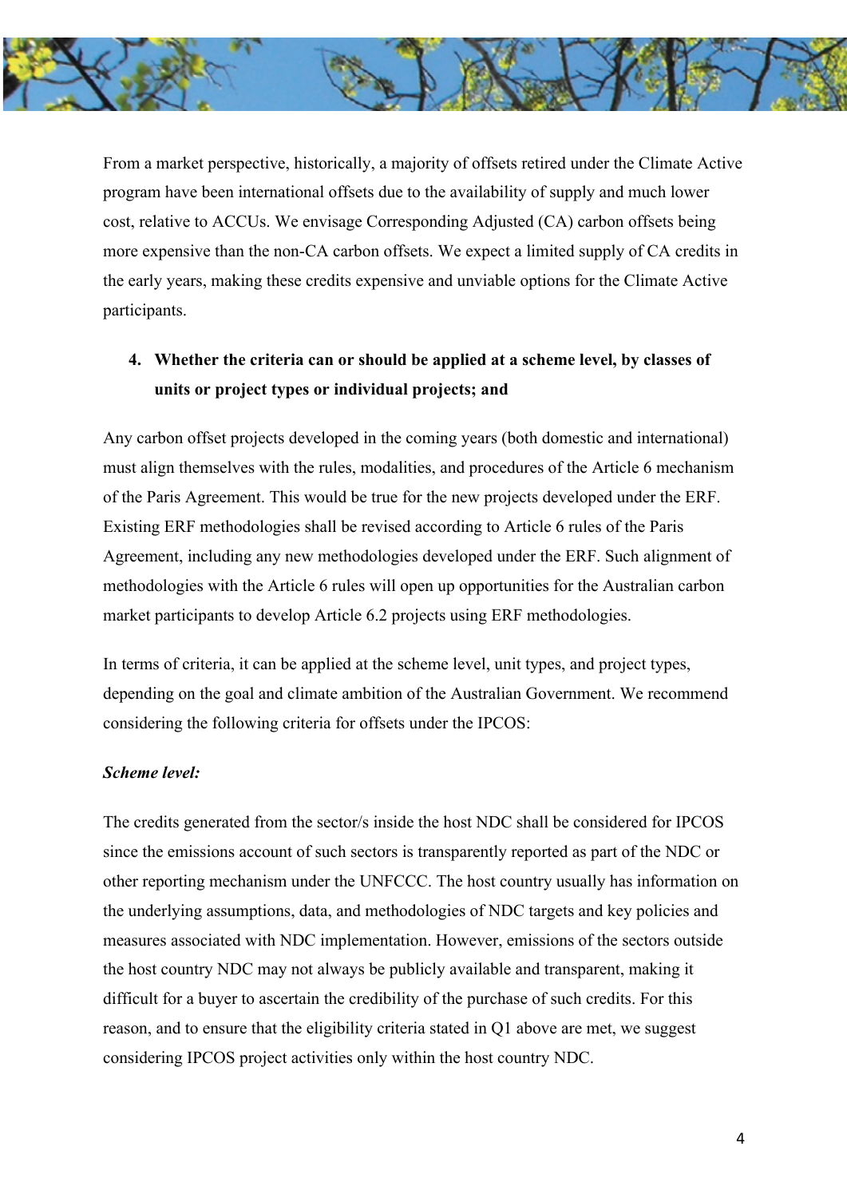From a market perspective, historically, a majority of offsets retired under the Climate Active program have been international offsets due to the availability of supply and much lower cost, relative to ACCUs. We envisage Corresponding Adjusted (CA) carbon offsets being more expensive than the non-CA carbon offsets. We expect a limited supply of CA credits in the early years, making these credits expensive and unviable options for the Climate Active participants.

4. **Whether the criteria can or should be applied at a scheme level, by classes of units or project types or individual projects; and**

Any carbon offset projects developed in the coming years (both domestic and international) must align themselves with the rules, modalities, and procedures of the Article 6 mechanism of the Paris Agreement. This would be true for the new projects developed under the ERF. Existing ERF methodologies shall be revised according to Article 6 rules of the Paris Agreement, including any new methodologies developed under the ERF. Such alignment of methodologies with the Article 6 rules will open up opportunities for the Australian carbon market participants to develop Article 6.2 projects using ERF methodologies.

In terms of criteria, it can be applied at the scheme level, unit types, and project types, depending on the goal and climate ambition of the Australian Government. We recommend considering the following criteria for offsets under the IPCOS:

***Scheme level:***

The credits generated from the sector/s inside the host NDC shall be considered for IPCOS since the emissions account of such sectors is transparently reported as part of the NDC or other reporting mechanism under the UNFCCC. The host country usually has information on the underlying assumptions, data, and methodologies of NDC targets and key policies and measures associated with NDC implementation. However, emissions of the sectors outside the host country NDC may not always be publicly available and transparent, making it difficult for a buyer to ascertain the credibility of the purchase of such credits. For this reason, and to ensure that the eligibility criteria stated in Q1 above are met, we suggest considering IPCOS project activities only within the host country NDC.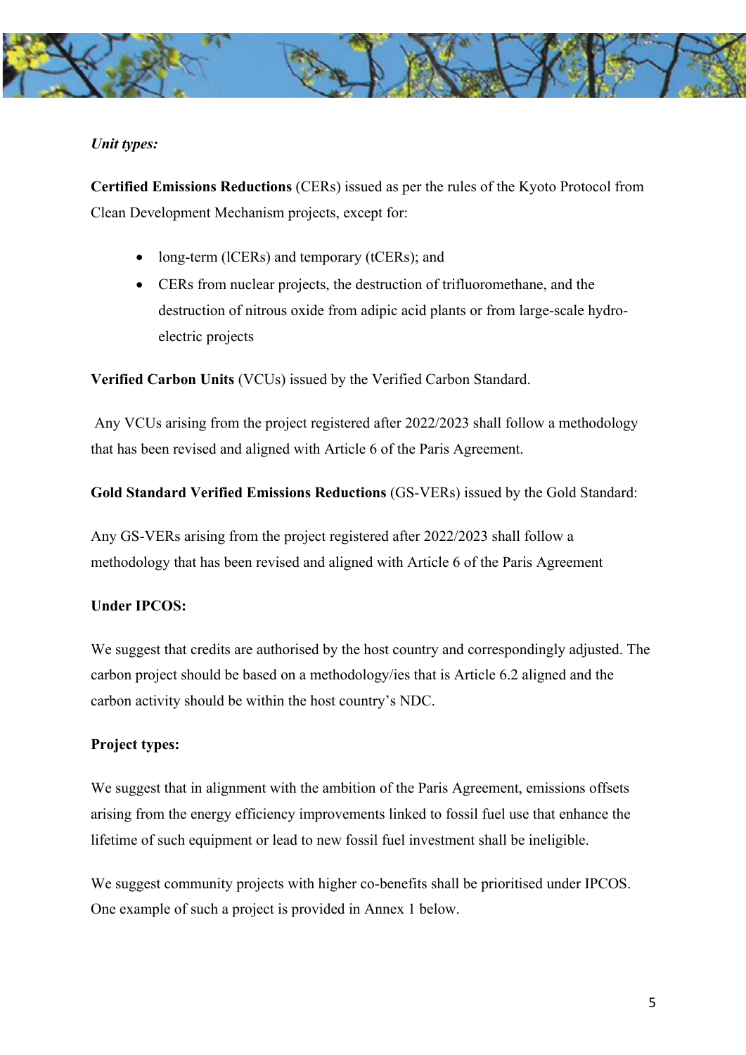*Unit types:*

**Certified Emissions Reductions** (CERs) issued as per the rules of the Kyoto Protocol from Clean Development Mechanism projects, except for:

- long-term (lCERs) and temporary (tCERs); and
- CERs from nuclear projects, the destruction of trifluoromethane, and the destruction of nitrous oxide from adipic acid plants or from large-scale hydro-electric projects

**Verified Carbon Units** (VCUs) issued by the Verified Carbon Standard.

Any VCUs arising from the project registered after 2022/2023 shall follow a methodology that has been revised and aligned with Article 6 of the Paris Agreement.

**Gold Standard Verified Emissions Reductions** (GS-VERs) issued by the Gold Standard:

Any GS-VERs arising from the project registered after 2022/2023 shall follow a methodology that has been revised and aligned with Article 6 of the Paris Agreement

**Under IPCOS:**

We suggest that credits are authorised by the host country and correspondingly adjusted. The carbon project should be based on a methodology/ies that is Article 6.2 aligned and the carbon activity should be within the host country's NDC.

**Project types:**

We suggest that in alignment with the ambition of the Paris Agreement, emissions offsets arising from the energy efficiency improvements linked to fossil fuel use that enhance the lifetime of such equipment or lead to new fossil fuel investment shall be ineligible.

We suggest community projects with higher co-benefits shall be prioritised under IPCOS. One example of such a project is provided in Annex 1 below.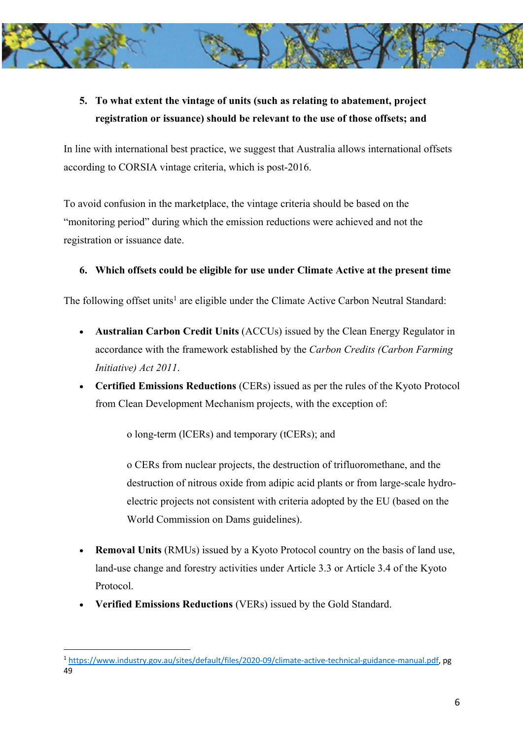5. **To what extent the vintage of units (such as relating to abatement, project registration or issuance) should be relevant to the use of those offsets; and**

In line with international best practice, we suggest that Australia allows international offsets according to CORSIA vintage criteria, which is post-2016.

To avoid confusion in the marketplace, the vintage criteria should be based on the "monitoring period" during which the emission reductions were achieved and not the registration or issuance date.

6. **Which offsets could be eligible for use under Climate Active at the present time**

The following offset units[1] are eligible under the Climate Active Carbon Neutral Standard:

- **Australian Carbon Credit Units** (ACCUs) issued by the Clean Energy Regulator in accordance with the framework established by the *Carbon Credits (Carbon Farming Initiative) Act 2011*.
- **Certified Emissions Reductions** (CERs) issued as per the rules of the Kyoto Protocol from Clean Development Mechanism projects, with the exception of:

  o long-term (lCERs) and temporary (tCERs); and

  o CERs from nuclear projects, the destruction of trifluoromethane, and the destruction of nitrous oxide from adipic acid plants or from large-scale hydro-electric projects not consistent with criteria adopted by the EU (based on the World Commission on Dams guidelines).

- **Removal Units** (RMUs) issued by a Kyoto Protocol country on the basis of land use, land-use change and forestry activities under Article 3.3 or Article 3.4 of the Kyoto Protocol.
- **Verified Emissions Reductions** (VERs) issued by the Gold Standard.

---

[1] https://www.industry.gov.au/sites/default/files/2020-09/climate-active-technical-guidance-manual.pdf, pg 49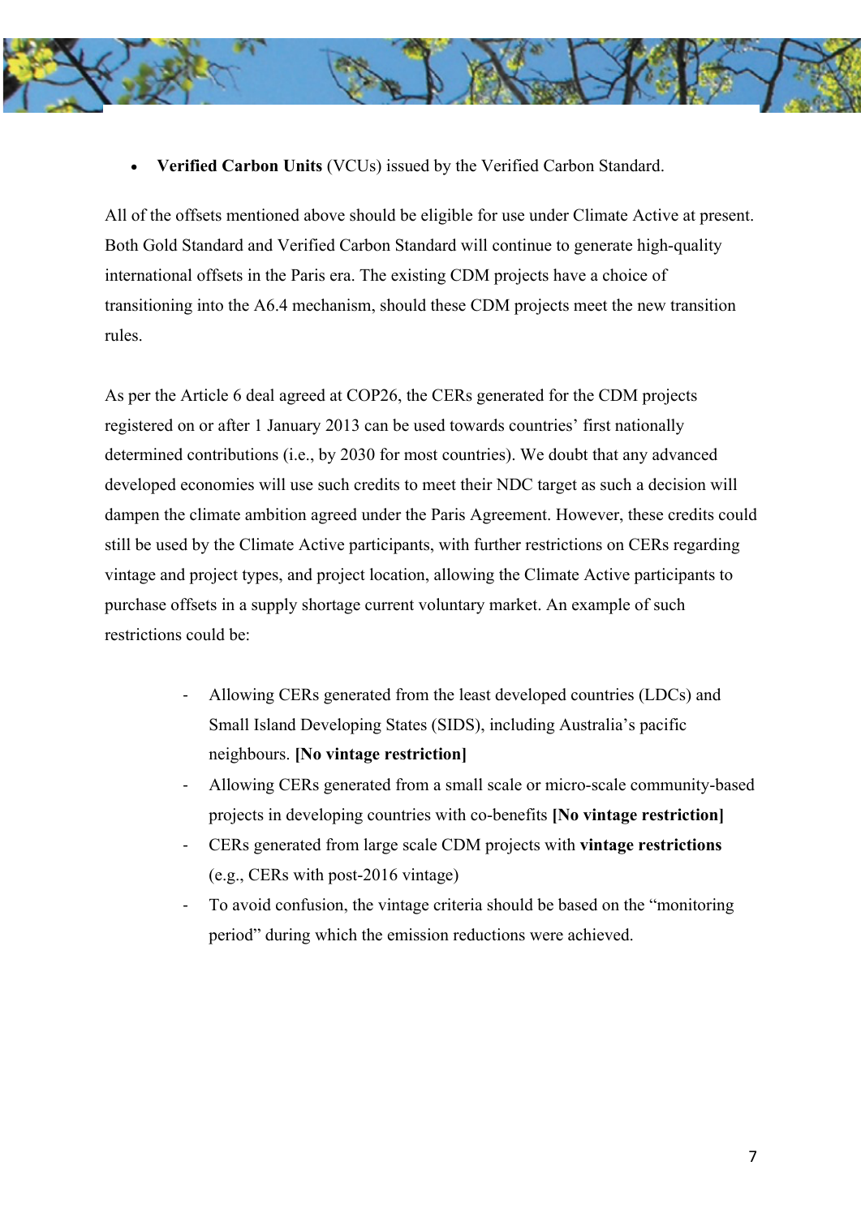- **Verified Carbon Units** (VCUs) issued by the Verified Carbon Standard.

All of the offsets mentioned above should be eligible for use under Climate Active at present. Both Gold Standard and Verified Carbon Standard will continue to generate high-quality international offsets in the Paris era. The existing CDM projects have a choice of transitioning into the A6.4 mechanism, should these CDM projects meet the new transition rules.

As per the Article 6 deal agreed at COP26, the CERs generated for the CDM projects registered on or after 1 January 2013 can be used towards countries' first nationally determined contributions (i.e., by 2030 for most countries). We doubt that any advanced developed economies will use such credits to meet their NDC target as such a decision will dampen the climate ambition agreed under the Paris Agreement. However, these credits could still be used by the Climate Active participants, with further restrictions on CERs regarding vintage and project types, and project location, allowing the Climate Active participants to purchase offsets in a supply shortage current voluntary market. An example of such restrictions could be:

- Allowing CERs generated from the least developed countries (LDCs) and Small Island Developing States (SIDS), including Australia's pacific neighbours. **[No vintage restriction]**
- Allowing CERs generated from a small scale or micro-scale community-based projects in developing countries with co-benefits **[No vintage restriction]**
- CERs generated from large scale CDM projects with **vintage restrictions** (e.g., CERs with post-2016 vintage)
- To avoid confusion, the vintage criteria should be based on the "monitoring period" during which the emission reductions were achieved.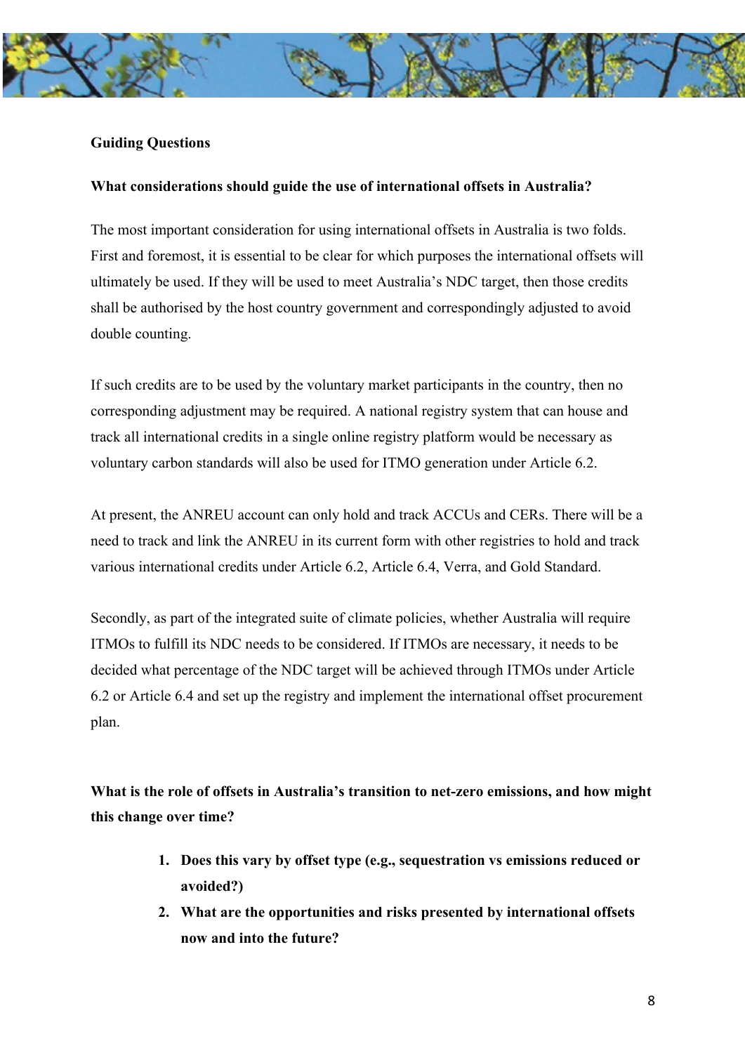**Guiding Questions**

**What considerations should guide the use of international offsets in Australia?**

The most important consideration for using international offsets in Australia is two folds. First and foremost, it is essential to be clear for which purposes the international offsets will ultimately be used. If they will be used to meet Australia's NDC target, then those credits shall be authorised by the host country government and correspondingly adjusted to avoid double counting.

If such credits are to be used by the voluntary market participants in the country, then no corresponding adjustment may be required. A national registry system that can house and track all international credits in a single online registry platform would be necessary as voluntary carbon standards will also be used for ITMO generation under Article 6.2.

At present, the ANREU account can only hold and track ACCUs and CERs. There will be a need to track and link the ANREU in its current form with other registries to hold and track various international credits under Article 6.2, Article 6.4, Verra, and Gold Standard.

Secondly, as part of the integrated suite of climate policies, whether Australia will require ITMOs to fulfill its NDC needs to be considered. If ITMOs are necessary, it needs to be decided what percentage of the NDC target will be achieved through ITMOs under Article 6.2 or Article 6.4 and set up the registry and implement the international offset procurement plan.

**What is the role of offsets in Australia's transition to net-zero emissions, and how might this change over time?**

1. **Does this vary by offset type (e.g., sequestration vs emissions reduced or avoided?)**
2. **What are the opportunities and risks presented by international offsets now and into the future?**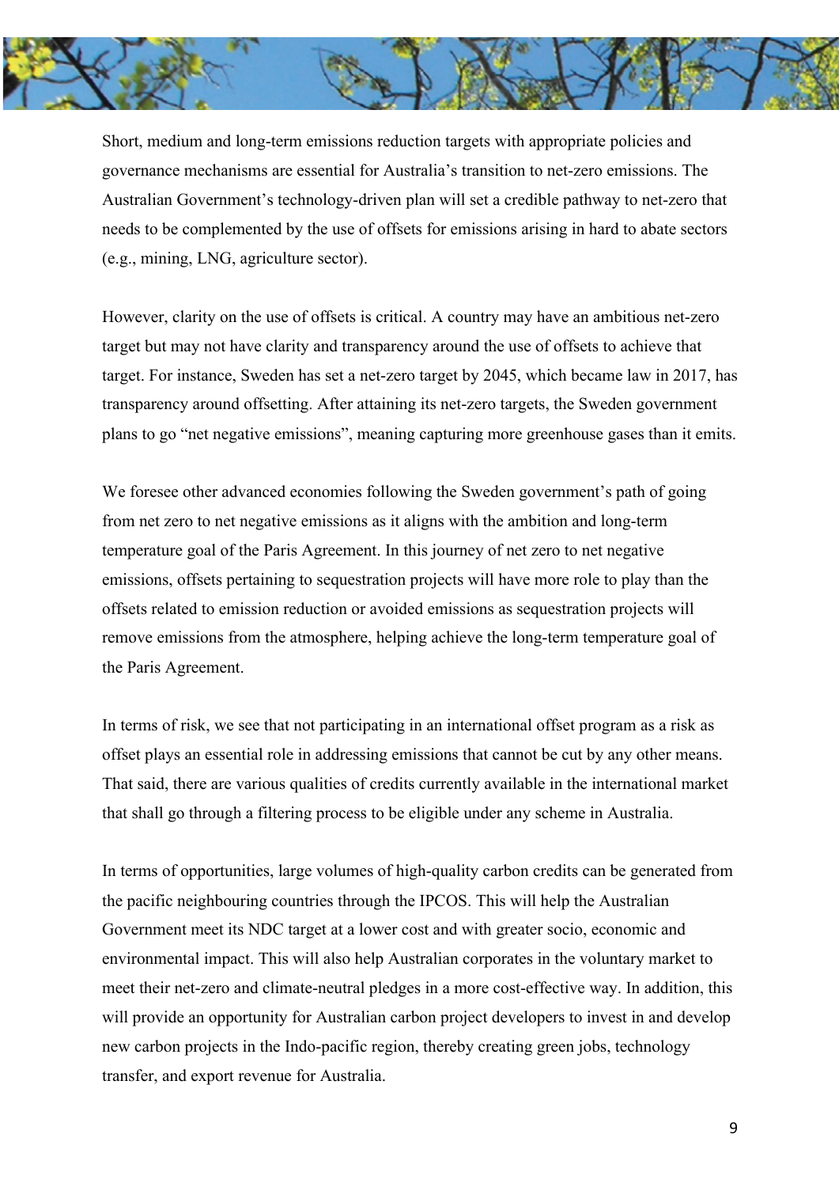Short, medium and long-term emissions reduction targets with appropriate policies and governance mechanisms are essential for Australia's transition to net-zero emissions. The Australian Government's technology-driven plan will set a credible pathway to net-zero that needs to be complemented by the use of offsets for emissions arising in hard to abate sectors (e.g., mining, LNG, agriculture sector).

However, clarity on the use of offsets is critical. A country may have an ambitious net-zero target but may not have clarity and transparency around the use of offsets to achieve that target. For instance, Sweden has set a net-zero target by 2045, which became law in 2017, has transparency around offsetting. After attaining its net-zero targets, the Sweden government plans to go "net negative emissions", meaning capturing more greenhouse gases than it emits.

We foresee other advanced economies following the Sweden government's path of going from net zero to net negative emissions as it aligns with the ambition and long-term temperature goal of the Paris Agreement. In this journey of net zero to net negative emissions, offsets pertaining to sequestration projects will have more role to play than the offsets related to emission reduction or avoided emissions as sequestration projects will remove emissions from the atmosphere, helping achieve the long-term temperature goal of the Paris Agreement.

In terms of risk, we see that not participating in an international offset program as a risk as offset plays an essential role in addressing emissions that cannot be cut by any other means. That said, there are various qualities of credits currently available in the international market that shall go through a filtering process to be eligible under any scheme in Australia.

In terms of opportunities, large volumes of high-quality carbon credits can be generated from the pacific neighbouring countries through the IPCOS. This will help the Australian Government meet its NDC target at a lower cost and with greater socio, economic and environmental impact. This will also help Australian corporates in the voluntary market to meet their net-zero and climate-neutral pledges in a more cost-effective way. In addition, this will provide an opportunity for Australian carbon project developers to invest in and develop new carbon projects in the Indo-pacific region, thereby creating green jobs, technology transfer, and export revenue for Australia.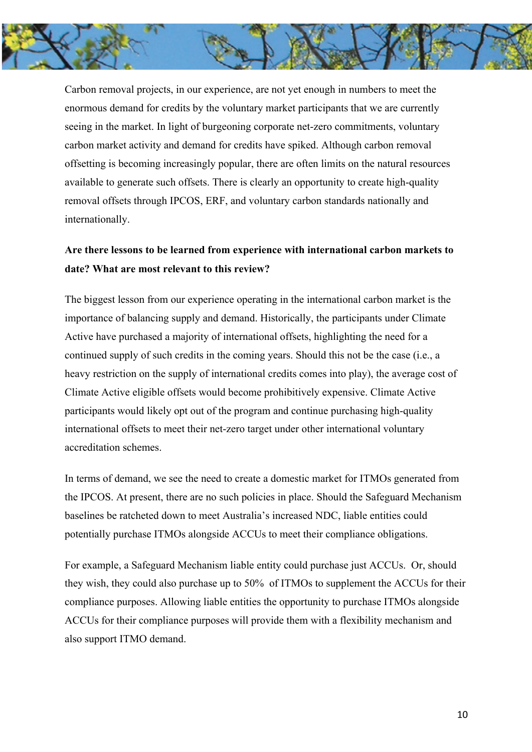Carbon removal projects, in our experience, are not yet enough in numbers to meet the enormous demand for credits by the voluntary market participants that we are currently seeing in the market. In light of burgeoning corporate net-zero commitments, voluntary carbon market activity and demand for credits have spiked. Although carbon removal offsetting is becoming increasingly popular, there are often limits on the natural resources available to generate such offsets. There is clearly an opportunity to create high-quality removal offsets through IPCOS, ERF, and voluntary carbon standards nationally and internationally.

**Are there lessons to be learned from experience with international carbon markets to date? What are most relevant to this review?**

The biggest lesson from our experience operating in the international carbon market is the importance of balancing supply and demand. Historically, the participants under Climate Active have purchased a majority of international offsets, highlighting the need for a continued supply of such credits in the coming years. Should this not be the case (i.e., a heavy restriction on the supply of international credits comes into play), the average cost of Climate Active eligible offsets would become prohibitively expensive. Climate Active participants would likely opt out of the program and continue purchasing high-quality international offsets to meet their net-zero target under other international voluntary accreditation schemes.

In terms of demand, we see the need to create a domestic market for ITMOs generated from the IPCOS. At present, there are no such policies in place. Should the Safeguard Mechanism baselines be ratcheted down to meet Australia's increased NDC, liable entities could potentially purchase ITMOs alongside ACCUs to meet their compliance obligations.

For example, a Safeguard Mechanism liable entity could purchase just ACCUs. Or, should they wish, they could also purchase up to 50% of ITMOs to supplement the ACCUs for their compliance purposes. Allowing liable entities the opportunity to purchase ITMOs alongside ACCUs for their compliance purposes will provide them with a flexibility mechanism and also support ITMO demand.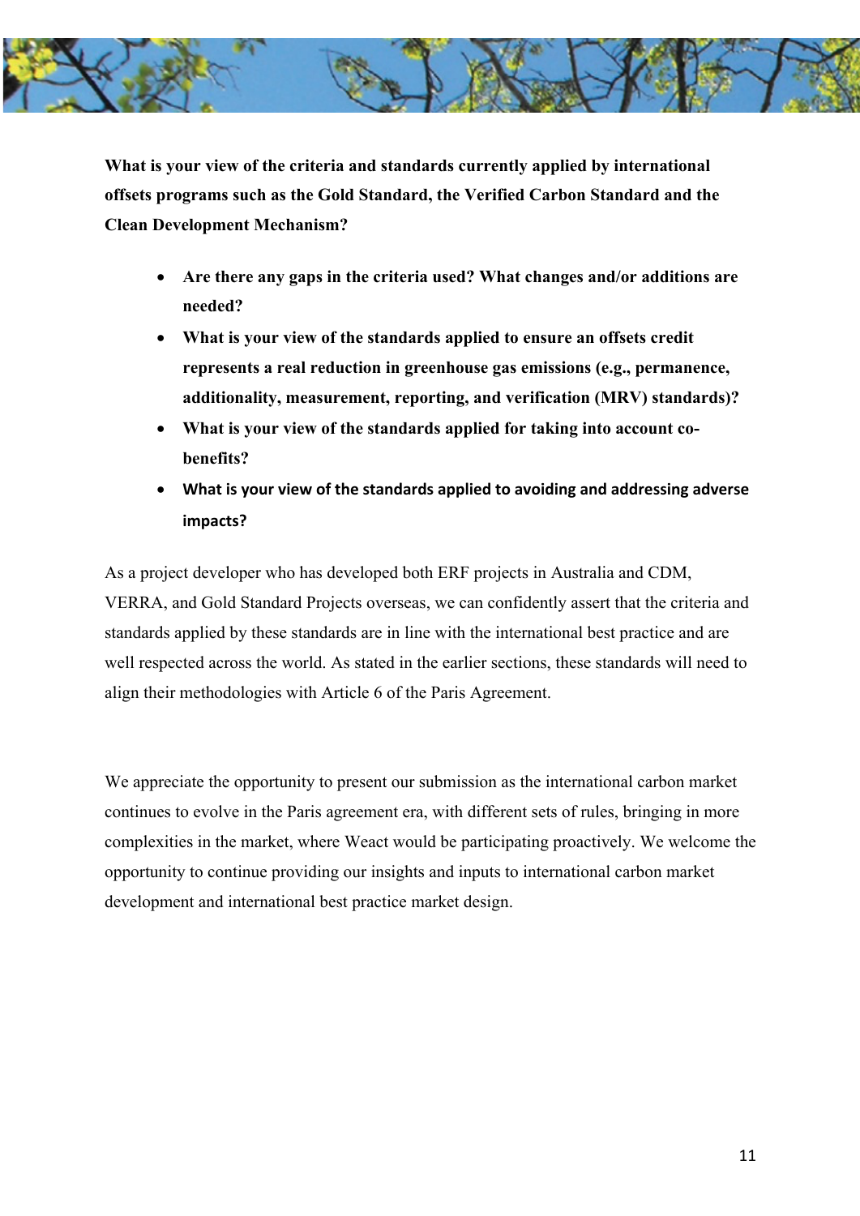**What is your view of the criteria and standards currently applied by international offsets programs such as the Gold Standard, the Verified Carbon Standard and the Clean Development Mechanism?**

- **Are there any gaps in the criteria used? What changes and/or additions are needed?**
- **What is your view of the standards applied to ensure an offsets credit represents a real reduction in greenhouse gas emissions (e.g., permanence, additionality, measurement, reporting, and verification (MRV) standards)?**
- **What is your view of the standards applied for taking into account co-benefits?**
- **What is your view of the standards applied to avoiding and addressing adverse impacts?**

As a project developer who has developed both ERF projects in Australia and CDM, VERRA, and Gold Standard Projects overseas, we can confidently assert that the criteria and standards applied by these standards are in line with the international best practice and are well respected across the world. As stated in the earlier sections, these standards will need to align their methodologies with Article 6 of the Paris Agreement.

We appreciate the opportunity to present our submission as the international carbon market continues to evolve in the Paris agreement era, with different sets of rules, bringing in more complexities in the market, where Weact would be participating proactively. We welcome the opportunity to continue providing our insights and inputs to international carbon market development and international best practice market design.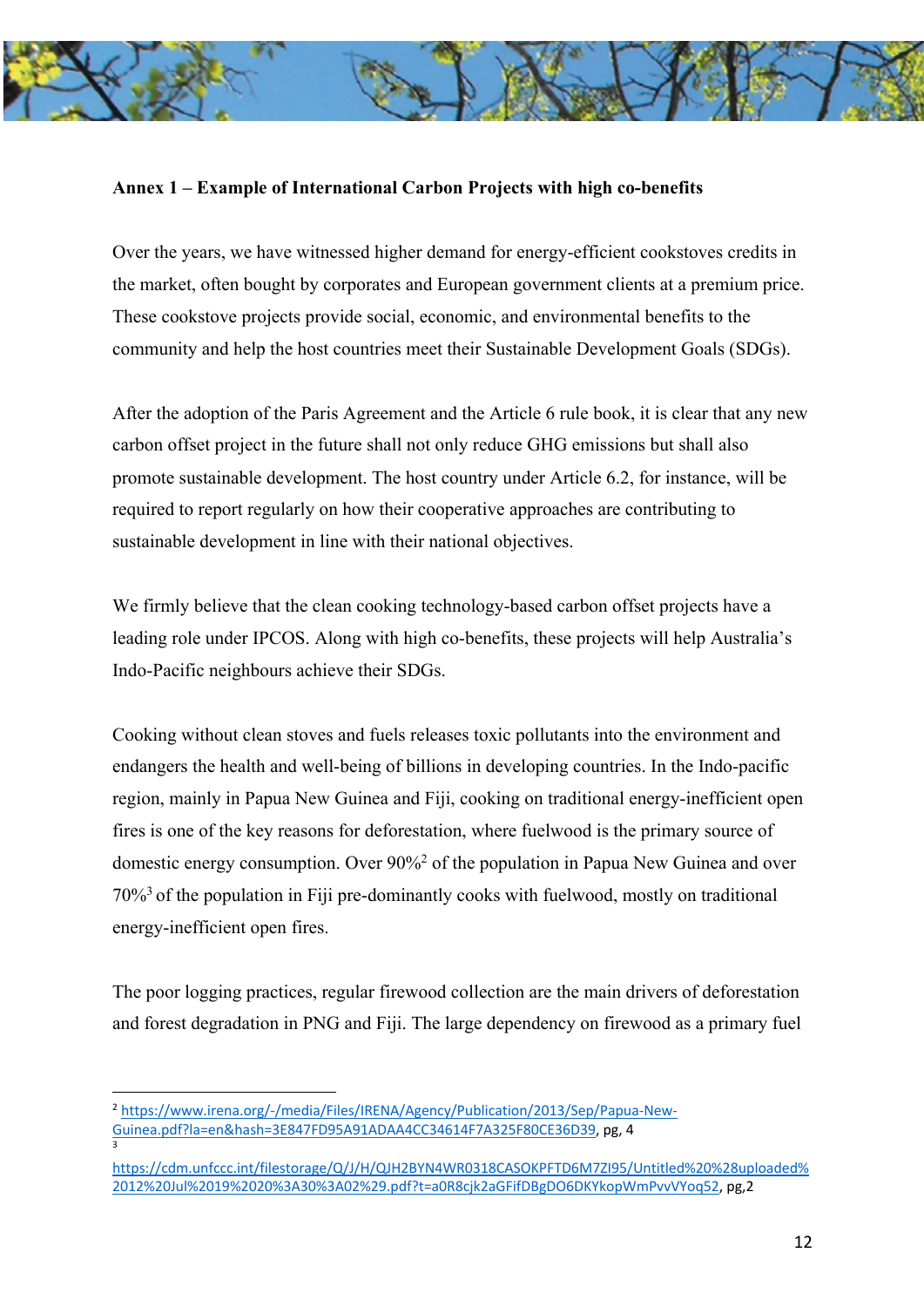**Annex 1 – Example of International Carbon Projects with high co-benefits**

Over the years, we have witnessed higher demand for energy-efficient cookstoves credits in the market, often bought by corporates and European government clients at a premium price. These cookstove projects provide social, economic, and environmental benefits to the community and help the host countries meet their Sustainable Development Goals (SDGs).

After the adoption of the Paris Agreement and the Article 6 rule book, it is clear that any new carbon offset project in the future shall not only reduce GHG emissions but shall also promote sustainable development. The host country under Article 6.2, for instance, will be required to report regularly on how their cooperative approaches are contributing to sustainable development in line with their national objectives.

We firmly believe that the clean cooking technology-based carbon offset projects have a leading role under IPCOS. Along with high co-benefits, these projects will help Australia's Indo-Pacific neighbours achieve their SDGs.

Cooking without clean stoves and fuels releases toxic pollutants into the environment and endangers the health and well-being of billions in developing countries. In the Indo-pacific region, mainly in Papua New Guinea and Fiji, cooking on traditional energy-inefficient open fires is one of the key reasons for deforestation, where fuelwood is the primary source of domestic energy consumption. Over 90%[2] of the population in Papua New Guinea and over 70%[3] of the population in Fiji pre-dominantly cooks with fuelwood, mostly on traditional energy-inefficient open fires.

The poor logging practices, regular firewood collection are the main drivers of deforestation and forest degradation in PNG and Fiji. The large dependency on firewood as a primary fuel

---

[2] https://www.irena.org/-/media/Files/IRENA/Agency/Publication/2013/Sep/Papua-New-Guinea.pdf?la=en&hash=3E847FD95A91ADAA4CC34614F7A325F80CE36D39, pg, 4

[3] https://cdm.unfccc.int/filestorage/Q/J/H/QJH2BYN4WR0318CASOKPFTD6M7ZI95/Untitled%20%28uploaded%2012%20Jul%2019%2020%3A30%3A02%29.pdf?t=a0R8cjk2aGFifDBgDO6DKYkopWmPvvVYoq52, pg,2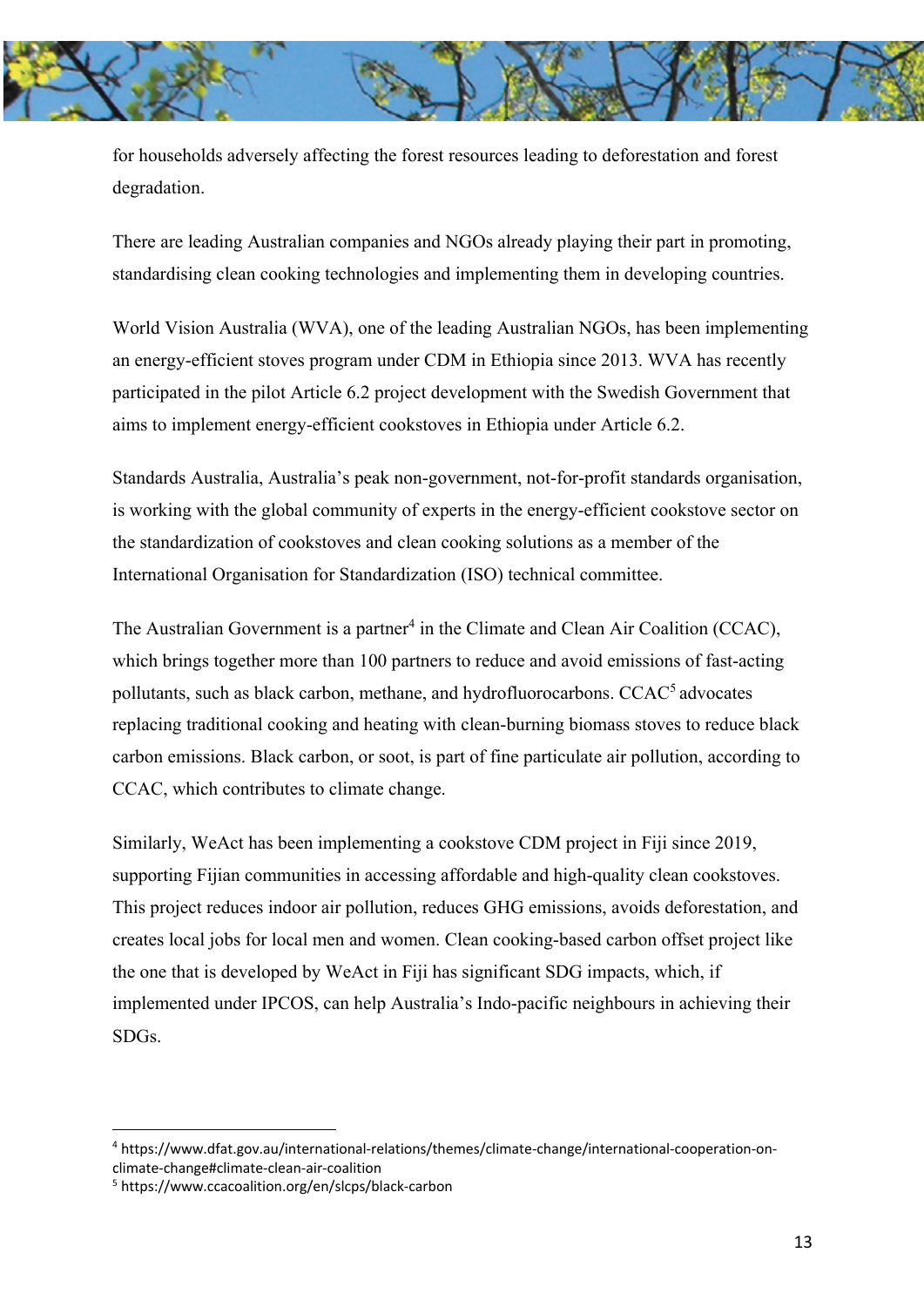for households adversely affecting the forest resources leading to deforestation and forest degradation.

There are leading Australian companies and NGOs already playing their part in promoting, standardising clean cooking technologies and implementing them in developing countries.

World Vision Australia (WVA), one of the leading Australian NGOs, has been implementing an energy-efficient stoves program under CDM in Ethiopia since 2013. WVA has recently participated in the pilot Article 6.2 project development with the Swedish Government that aims to implement energy-efficient cookstoves in Ethiopia under Article 6.2.

Standards Australia, Australia's peak non-government, not-for-profit standards organisation, is working with the global community of experts in the energy-efficient cookstove sector on the standardization of cookstoves and clean cooking solutions as a member of the International Organisation for Standardization (ISO) technical committee.

The Australian Government is a partner[4] in the Climate and Clean Air Coalition (CCAC), which brings together more than 100 partners to reduce and avoid emissions of fast-acting pollutants, such as black carbon, methane, and hydrofluorocarbons. CCAC[5] advocates replacing traditional cooking and heating with clean-burning biomass stoves to reduce black carbon emissions. Black carbon, or soot, is part of fine particulate air pollution, according to CCAC, which contributes to climate change.

Similarly, WeAct has been implementing a cookstove CDM project in Fiji since 2019, supporting Fijian communities in accessing affordable and high-quality clean cookstoves. This project reduces indoor air pollution, reduces GHG emissions, avoids deforestation, and creates local jobs for local men and women. Clean cooking-based carbon offset project like the one that is developed by WeAct in Fiji has significant SDG impacts, which, if implemented under IPCOS, can help Australia's Indo-pacific neighbours in achieving their SDGs.

---

[4] https://www.dfat.gov.au/international-relations/themes/climate-change/international-cooperation-on-climate-change#climate-clean-air-coalition

[5] https://www.ccacoalition.org/en/slcps/black-carbon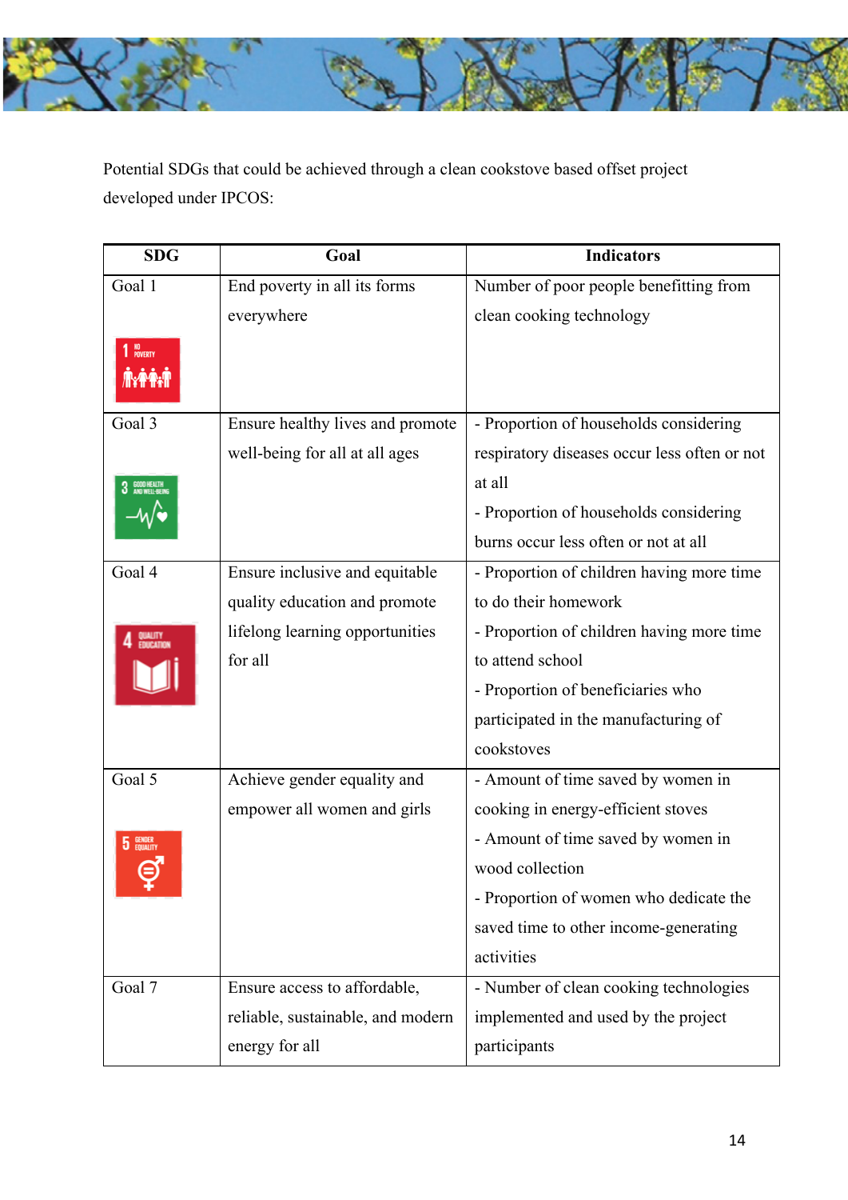Potential SDGs that could be achieved through a clean cookstove based offset project developed under IPCOS:

| SDG | Goal | Indicators |
|---|---|---|
| Goal 1 | End poverty in all its forms everywhere | Number of poor people benefitting from clean cooking technology |
| Goal 3 | Ensure healthy lives and promote well-being for all at all ages | - Proportion of households considering respiratory diseases occur less often or not at all<br>- Proportion of households considering burns occur less often or not at all |
| Goal 4 | Ensure inclusive and equitable quality education and promote lifelong learning opportunities for all | - Proportion of children having more time to do their homework<br>- Proportion of children having more time to attend school<br>- Proportion of beneficiaries who participated in the manufacturing of cookstoves |
| Goal 5 | Achieve gender equality and empower all women and girls | - Amount of time saved by women in cooking in energy-efficient stoves<br>- Amount of time saved by women in wood collection<br>- Proportion of women who dedicate the saved time to other income-generating activities |
| Goal 7 | Ensure access to affordable, reliable, sustainable, and modern energy for all | - Number of clean cooking technologies implemented and used by the project participants |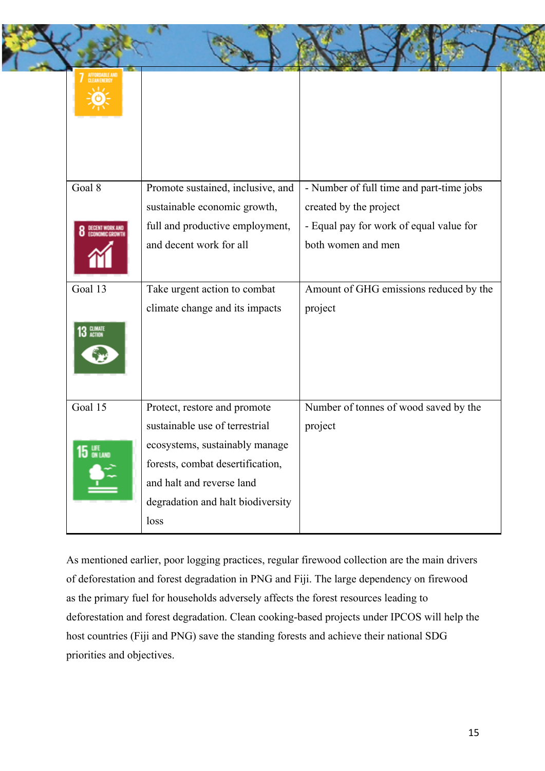| | | |
|---|---|---|
| | | |
| Goal 8 | Promote sustained, inclusive, and sustainable economic growth, full and productive employment, and decent work for all | - Number of full time and part-time jobs created by the project<br>- Equal pay for work of equal value for both women and men |
| Goal 13 | Take urgent action to combat climate change and its impacts | Amount of GHG emissions reduced by the project |
| Goal 15 | Protect, restore and promote sustainable use of terrestrial ecosystems, sustainably manage forests, combat desertification, and halt and reverse land degradation and halt biodiversity loss | Number of tonnes of wood saved by the project |

As mentioned earlier, poor logging practices, regular firewood collection are the main drivers of deforestation and forest degradation in PNG and Fiji. The large dependency on firewood as the primary fuel for households adversely affects the forest resources leading to deforestation and forest degradation. Clean cooking-based projects under IPCOS will help the host countries (Fiji and PNG) save the standing forests and achieve their national SDG priorities and objectives.